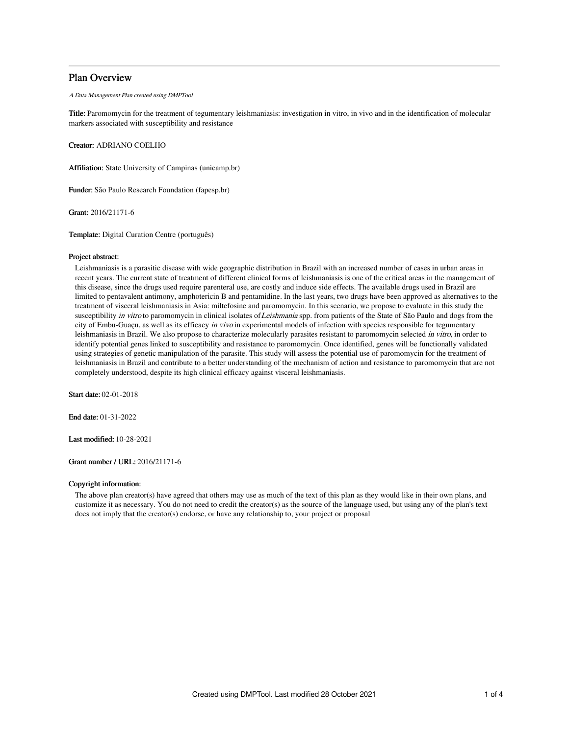# Plan Overview

*A Data Management Plan created using DMPTool*

**Title:** Paromomycin for the treatment of tegumentary leishmaniasis: investigation in vitro, in vivo and in the identification of molecular markers associated with susceptibility and resistance

**Creator:** ADRIANO COELHO

**Affiliation:** State University of Campinas (unicamp.br)

**Funder:** São Paulo Research Foundation (fapesp.br)

**Grant:** 2016/21171-6

**Template:** Digital Curation Centre (português)

**Project abstract:**

Leishmaniasis is a parasitic disease with wide geographic distribution in Brazil with an increased number of cases in urban areas in recent years. The current state of treatment of different clinical forms of leishmaniasis is one of the critical areas in the management of this disease, since the drugs used require parenteral use, are costly and induce side effects. The available drugs used in Brazil are limited to pentavalent antimony, amphotericin B and pentamidine. In the last years, two drugs have been approved as alternatives to the treatment of visceral leishmaniasis in Asia: miltefosine and paromomycin. In this scenario, we propose to evaluate in this study the susceptibility *in vitro* to paromomycin in clinical isolates of *Leishmania* spp. from patients of the State of São Paulo and dogs from the city of Embu-Guaçu, as well as its efficacy *in vivo* in experimental models of infection with species responsible for tegumentary leishmaniasis in Brazil. We also propose to characterize molecularly parasites resistant to paromomycin selected *in vitro,* in order to identify potential genes linked to susceptibility and resistance to paromomycin. Once identified, genes will be functionally validated using strategies of genetic manipulation of the parasite. This study will assess the potential use of paromomycin for the treatment of leishmaniasis in Brazil and contribute to a better understanding of the mechanism of action and resistance to paromomycin that are not completely understood, despite its high clinical efficacy against visceral leishmaniasis.

**Start date:** 02-01-2018

**End date:** 01-31-2022

**Last modified:** 10-28-2021

**Grant number / URL:** 2016/21171-6

**Copyright information:**

The above plan creator(s) have agreed that others may use as much of the text of this plan as they would like in their own plans, and customize it as necessary. You do not need to credit the creator(s) as the source of the language used, but using any of the plan's text does not imply that the creator(s) endorse, or have any relationship to, your project or proposal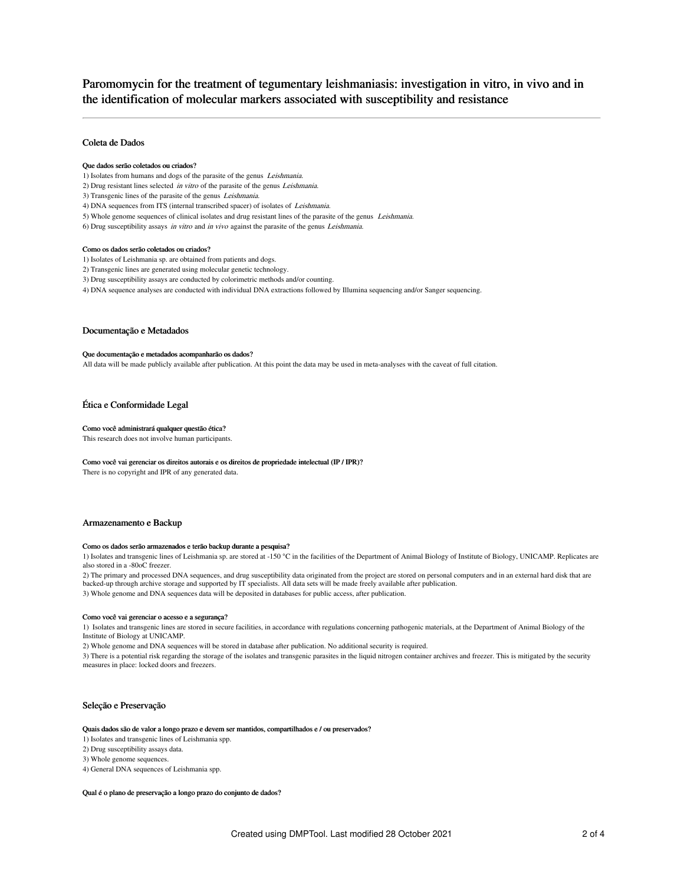# Paromomycin for the treatment of tegumentary leishmaniasis: investigation in vitro, in vivo and in the identification of molecular markers associated with susceptibility and resistance

## Coleta de Dados

### Que dados serão coletados ou criados?

1) Isolates from humans and dogs of the parasite of the genus *Leishmania*.
2) Drug resistant lines selected *in vitro* of the parasite of the genus *Leishmania*.
3) Transgenic lines of the parasite of the genus *Leishmania*.
4) DNA sequences from ITS (internal transcribed spacer) of isolates of *Leishmania*.
5) Whole genome sequences of clinical isolates and drug resistant lines of the parasite of the genus *Leishmania*.
6) Drug susceptibility assays *in vitro* and *in vivo* against the parasite of the genus *Leishmania*.

### Como os dados serão coletados ou criados?

1) Isolates of Leishmania sp. are obtained from patients and dogs.
2) Transgenic lines are generated using molecular genetic technology.
3) Drug susceptibility assays are conducted by colorimetric methods and/or counting.
4) DNA sequence analyses are conducted with individual DNA extractions followed by Illumina sequencing and/or Sanger sequencing.

## Documentação e Metadados

### Que documentação e metadados acompanharão os dados?

All data will be made publicly available after publication. At this point the data may be used in meta-analyses with the caveat of full citation.

## Ética e Conformidade Legal

### Como você administrará qualquer questão ética?

This research does not involve human participants.

### Como você vai gerenciar os direitos autorais e os direitos de propriedade intelectual (IP / IPR)?

There is no copyright and IPR of any generated data.

## Armazenamento e Backup

### Como os dados serão armazenados e terão backup durante a pesquisa?

1) Isolates and transgenic lines of Leishmania sp. are stored at -150 °C in the facilities of the Department of Animal Biology of Institute of Biology, UNICAMP. Replicates are also stored in a -80oC freezer.
2) The primary and processed DNA sequences, and drug susceptibility data originated from the project are stored on personal computers and in an external hard disk that are backed-up through archive storage and supported by IT specialists. All data sets will be made freely available after publication.
3) Whole genome and DNA sequences data will be deposited in databases for public access, after publication.

### Como você vai gerenciar o acesso e a segurança?

1) Isolates and transgenic lines are stored in secure facilities, in accordance with regulations concerning pathogenic materials, at the Department of Animal Biology of the Institute of Biology at UNICAMP.
2) Whole genome and DNA sequences will be stored in database after publication. No additional security is required.
3) There is a potential risk regarding the storage of the isolates and transgenic parasites in the liquid nitrogen container archives and freezer. This is mitigated by the security measures in place: locked doors and freezers.

## Seleção e Preservação

### Quais dados são de valor a longo prazo e devem ser mantidos, compartilhados e / ou preservados?

1) Isolates and transgenic lines of Leishmania spp.
2) Drug susceptibility assays data.
3) Whole genome sequences.
4) General DNA sequences of Leishmania spp.

### Qual é o plano de preservação a longo prazo do conjunto de dados?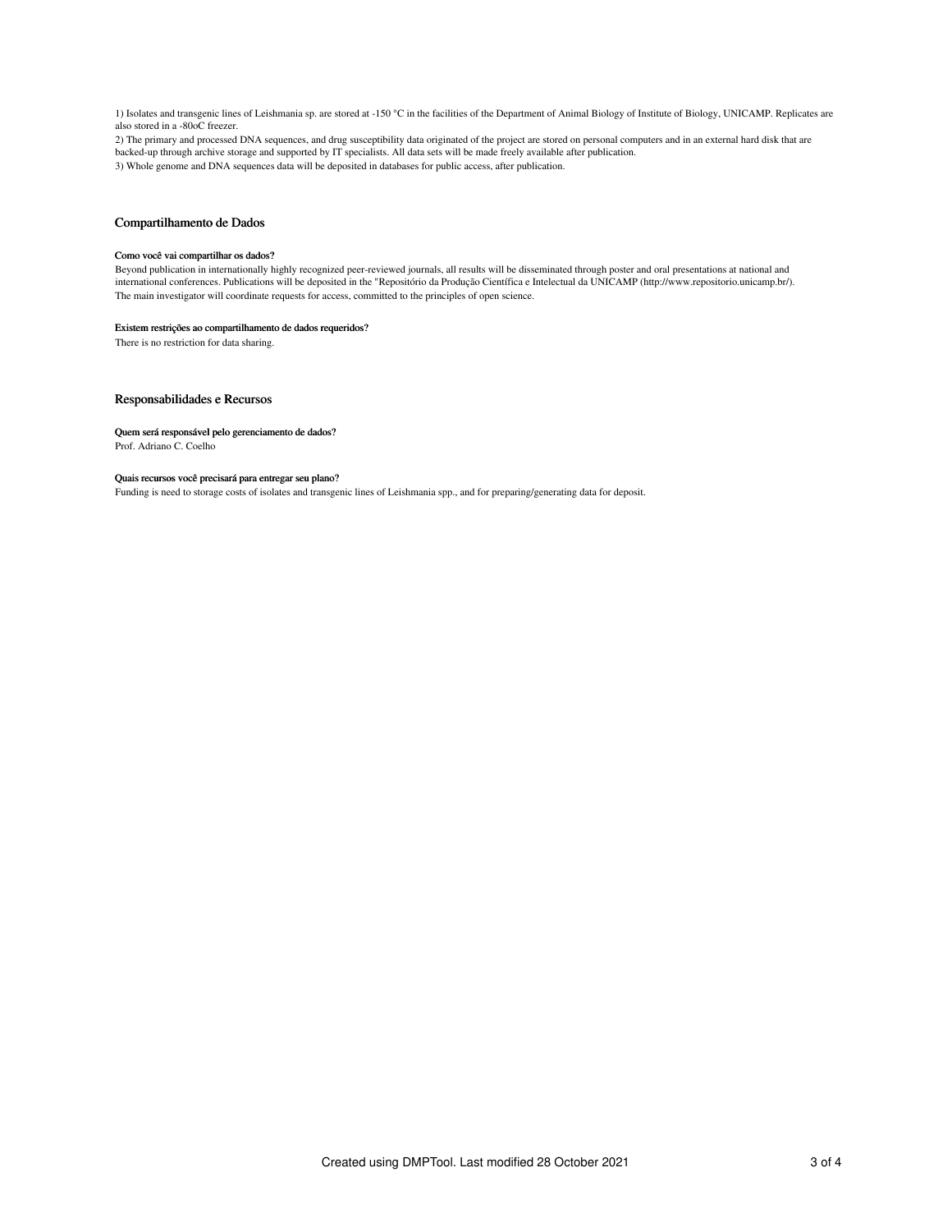1) Isolates and transgenic lines of Leishmania sp. are stored at -150 °C in the facilities of the Department of Animal Biology of Institute of Biology, UNICAMP. Replicates are also stored in a -80oC freezer.

2) The primary and processed DNA sequences, and drug susceptibility data originated of the project are stored on personal computers and in an external hard disk that are backed-up through archive storage and supported by IT specialists. All data sets will be made freely available after publication.

3) Whole genome and DNA sequences data will be deposited in databases for public access, after publication.

## Compartilhamento de Dados

### Como você vai compartilhar os dados?

Beyond publication in internationally highly recognized peer-reviewed journals, all results will be disseminated through poster and oral presentations at national and international conferences. Publications will be deposited in the "Repositório da Produção Científica e Intelectual da UNICAMP (http://www.repositorio.unicamp.br/). The main investigator will coordinate requests for access, committed to the principles of open science.

### Existem restrições ao compartilhamento de dados requeridos?

There is no restriction for data sharing.

## Responsabilidades e Recursos

### Quem será responsável pelo gerenciamento de dados?

Prof. Adriano C. Coelho

### Quais recursos você precisará para entregar seu plano?

Funding is need to storage costs of isolates and transgenic lines of Leishmania spp., and for preparing/generating data for deposit.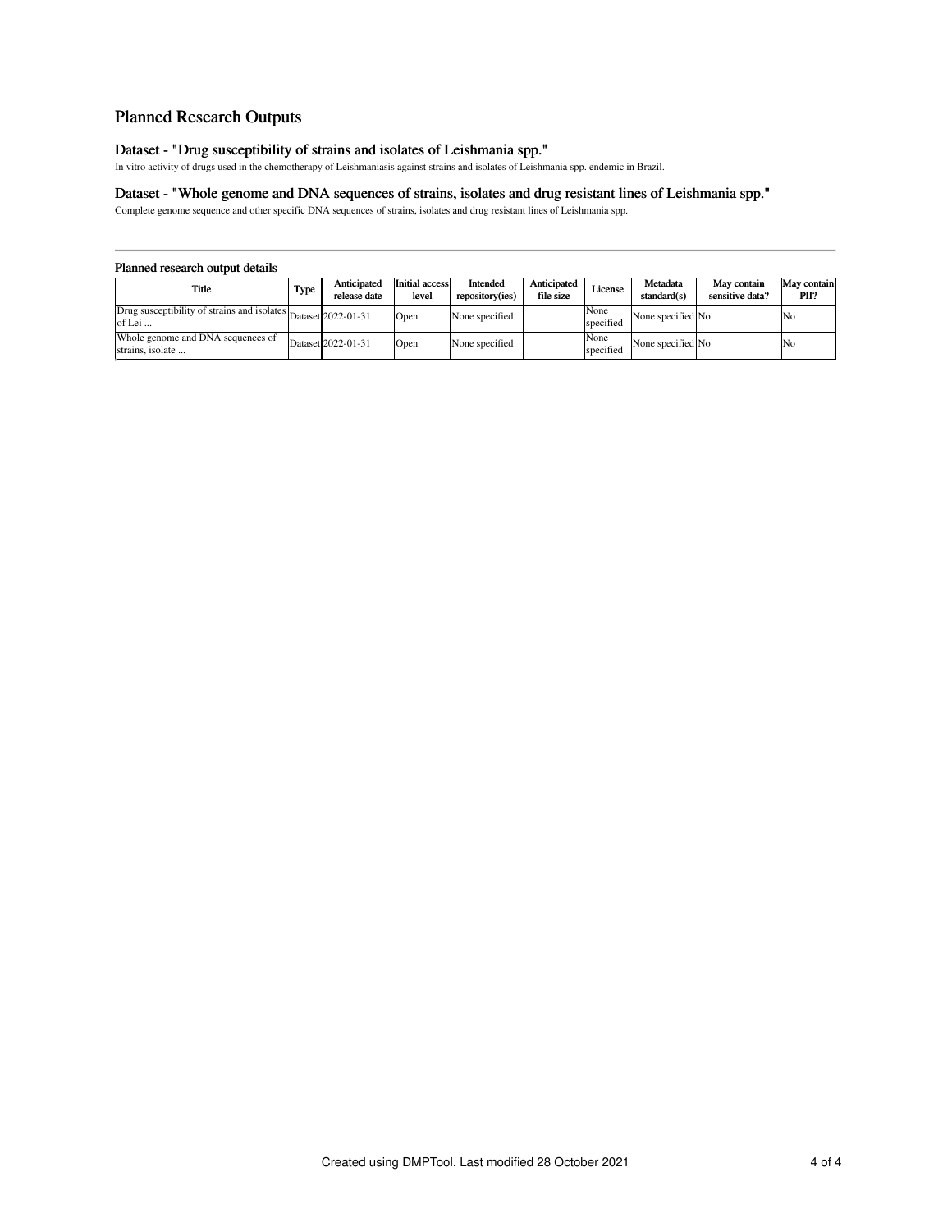## Planned Research Outputs

### Dataset - "Drug susceptibility of strains and isolates of Leishmania spp."

In vitro activity of drugs used in the chemotherapy of Leishmaniasis against strains and isolates of Leishmania spp. endemic in Brazil.

### Dataset - "Whole genome and DNA sequences of strains, isolates and drug resistant lines of Leishmania spp."

Complete genome sequence and other specific DNA sequences of strains, isolates and drug resistant lines of Leishmania spp.

---

#### Planned research output details

| Title | Type | Anticipated release date | Initial access level | Intended repository(ies) | Anticipated file size | License | Metadata standard(s) | May contain sensitive data? | May contain PII? |
|---|---|---|---|---|---|---|---|---|---|
| Drug susceptibility of strains and isolates of Lei ... | Dataset | 2022-01-31 | Open | None specified | | None specified | None specified | No | No |
| Whole genome and DNA sequences of strains, isolate ... | Dataset | 2022-01-31 | Open | None specified | | None specified | None specified | No | No |